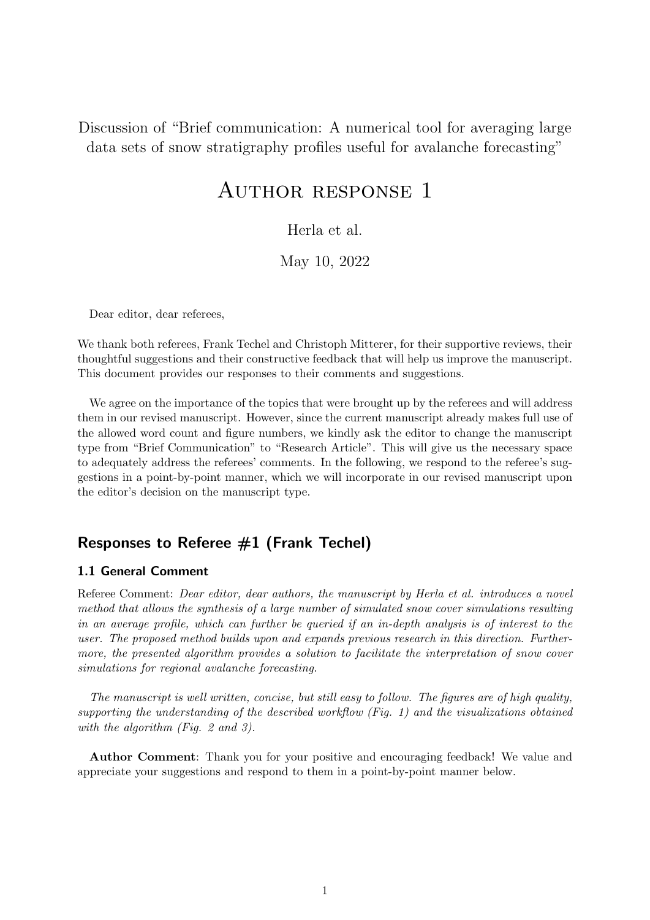Discussion of "Brief communication: A numerical tool for averaging large data sets of snow stratigraphy profiles useful for avalanche forecasting"

# Author response 1

Herla et al.

May 10, 2022

Dear editor, dear referees,

We thank both referees, Frank Techel and Christoph Mitterer, for their supportive reviews, their thoughtful suggestions and their constructive feedback that will help us improve the manuscript. This document provides our responses to their comments and suggestions.

We agree on the importance of the topics that were brought up by the referees and will address them in our revised manuscript. However, since the current manuscript already makes full use of the allowed word count and figure numbers, we kindly ask the editor to change the manuscript type from "Brief Communication" to "Research Article". This will give us the necessary space to adequately address the referees' comments. In the following, we respond to the referee's suggestions in a point-by-point manner, which we will incorporate in our revised manuscript upon the editor's decision on the manuscript type.

## Responses to Referee #1 (Frank Techel)

### 1.1 General Comment

Referee Comment: *Dear editor, dear authors, the manuscript by Herla et al. introduces a novel method that allows the synthesis of a large number of simulated snow cover simulations resulting in an average profile, which can further be queried if an in-depth analysis is of interest to the user. The proposed method builds upon and expands previous research in this direction. Furthermore, the presented algorithm provides a solution to facilitate the interpretation of snow cover simulations for regional avalanche forecasting.*

*The manuscript is well written, concise, but still easy to follow. The figures are of high quality, supporting the understanding of the described workflow (Fig. 1) and the visualizations obtained with the algorithm (Fig. 2 and 3).*

**Author Comment**: Thank you for your positive and encouraging feedback! We value and appreciate your suggestions and respond to them in a point-by-point manner below.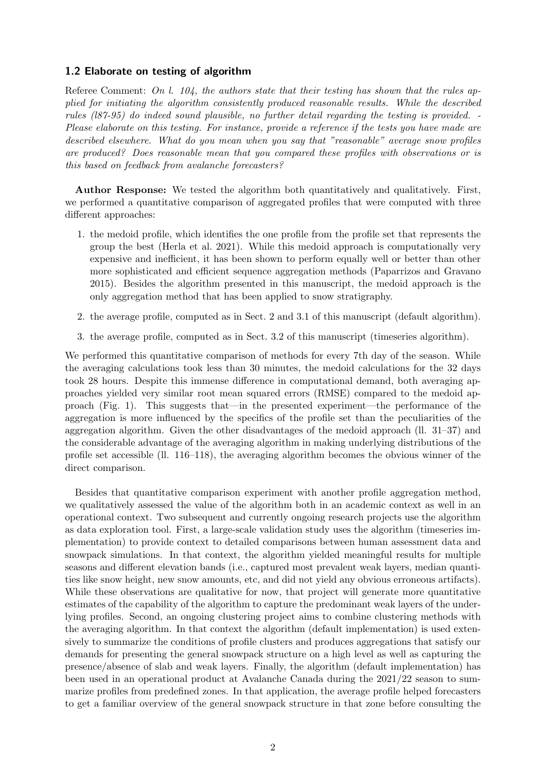### 1.2 Elaborate on testing of algorithm

Referee Comment: *On l. 104, the authors state that their testing has shown that the rules applied for initiating the algorithm consistently produced reasonable results. While the described rules (l87-95) do indeed sound plausible, no further detail regarding the testing is provided. - Please elaborate on this testing. For instance, provide a reference if the tests you have made are described elsewhere. What do you mean when you say that "reasonable" average snow profiles are produced? Does reasonable mean that you compared these profiles with observations or is this based on feedback from avalanche forecasters?*

**Author Response:** We tested the algorithm both quantitatively and qualitatively. First, we performed a quantitative comparison of aggregated profiles that were computed with three different approaches:

1. the medoid profile, which identifies the one profile from the profile set that represents the group the best (Herla et al. 2021). While this medoid approach is computationally very expensive and inefficient, it has been shown to perform equally well or better than other more sophisticated and efficient sequence aggregation methods (Paparrizos and Gravano 2015). Besides the algorithm presented in this manuscript, the medoid approach is the only aggregation method that has been applied to snow stratigraphy.
2. the average profile, computed as in Sect. 2 and 3.1 of this manuscript (default algorithm).
3. the average profile, computed as in Sect. 3.2 of this manuscript (timeseries algorithm).

We performed this quantitative comparison of methods for every 7th day of the season. While the averaging calculations took less than 30 minutes, the medoid calculations for the 32 days took 28 hours. Despite this immense difference in computational demand, both averaging approaches yielded very similar root mean squared errors (RMSE) compared to the medoid approach (Fig. 1). This suggests that—in the presented experiment—the performance of the aggregation is more influenced by the specifics of the profile set than the peculiarities of the aggregation algorithm. Given the other disadvantages of the medoid approach (ll. 31–37) and the considerable advantage of the averaging algorithm in making underlying distributions of the profile set accessible (ll. 116–118), the averaging algorithm becomes the obvious winner of the direct comparison.

Besides that quantitative comparison experiment with another profile aggregation method, we qualitatively assessed the value of the algorithm both in an academic context as well in an operational context. Two subsequent and currently ongoing research projects use the algorithm as data exploration tool. First, a large-scale validation study uses the algorithm (timeseries implementation) to provide context to detailed comparisons between human assessment data and snowpack simulations. In that context, the algorithm yielded meaningful results for multiple seasons and different elevation bands (i.e., captured most prevalent weak layers, median quantities like snow height, new snow amounts, etc, and did not yield any obvious erroneous artifacts). While these observations are qualitative for now, that project will generate more quantitative estimates of the capability of the algorithm to capture the predominant weak layers of the underlying profiles. Second, an ongoing clustering project aims to combine clustering methods with the averaging algorithm. In that context the algorithm (default implementation) is used extensively to summarize the conditions of profile clusters and produces aggregations that satisfy our demands for presenting the general snowpack structure on a high level as well as capturing the presence/absence of slab and weak layers. Finally, the algorithm (default implementation) has been used in an operational product at Avalanche Canada during the 2021/22 season to summarize profiles from predefined zones. In that application, the average profile helped forecasters to get a familiar overview of the general snowpack structure in that zone before consulting the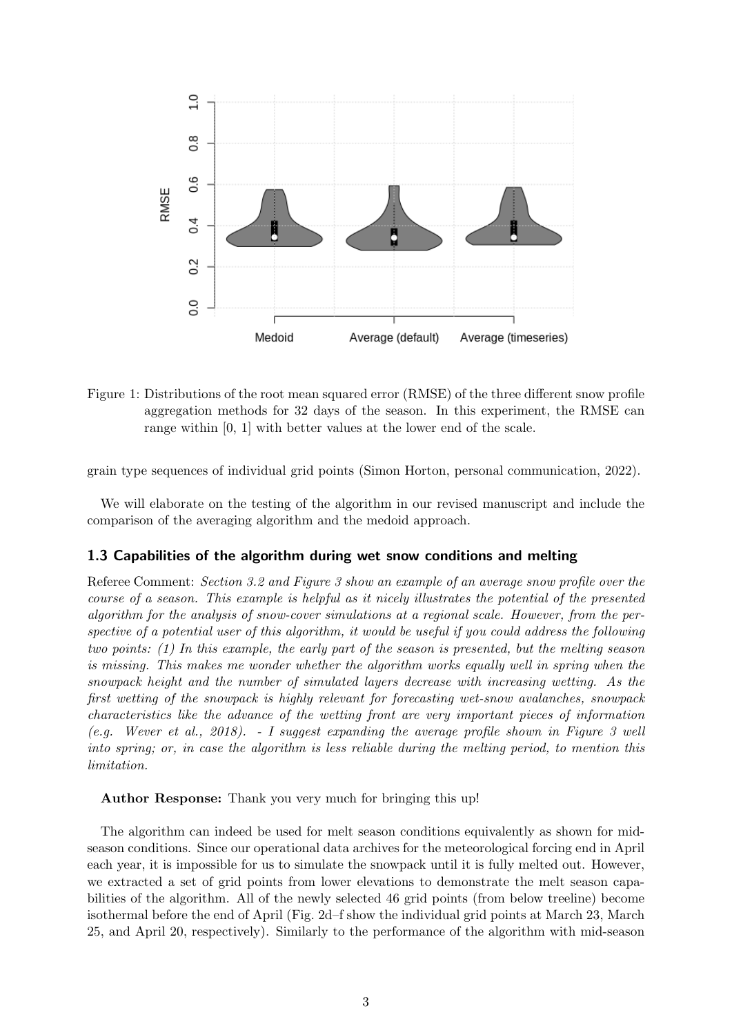Figure 1: Distributions of the root mean squared error (RMSE) of the three different snow profile aggregation methods for 32 days of the season. In this experiment, the RMSE can range within [0, 1] with better values at the lower end of the scale.

grain type sequences of individual grid points (Simon Horton, personal communication, 2022).

We will elaborate on the testing of the algorithm in our revised manuscript and include the comparison of the averaging algorithm and the medoid approach.

### 1.3 Capabilities of the algorithm during wet snow conditions and melting

Referee Comment: *Section 3.2 and Figure 3 show an example of an average snow profile over the course of a season. This example is helpful as it nicely illustrates the potential of the presented algorithm for the analysis of snow-cover simulations at a regional scale. However, from the perspective of a potential user of this algorithm, it would be useful if you could address the following two points: (1) In this example, the early part of the season is presented, but the melting season is missing. This makes me wonder whether the algorithm works equally well in spring when the snowpack height and the number of simulated layers decrease with increasing wetting. As the first wetting of the snowpack is highly relevant for forecasting wet-snow avalanches, snowpack characteristics like the advance of the wetting front are very important pieces of information (e.g. Wever et al., 2018). - I suggest expanding the average profile shown in Figure 3 well into spring; or, in case the algorithm is less reliable during the melting period, to mention this limitation.*

**Author Response:** Thank you very much for bringing this up!

The algorithm can indeed be used for melt season conditions equivalently as shown for mid-season conditions. Since our operational data archives for the meteorological forcing end in April each year, it is impossible for us to simulate the snowpack until it is fully melted out. However, we extracted a set of grid points from lower elevations to demonstrate the melt season capabilities of the algorithm. All of the newly selected 46 grid points (from below treeline) become isothermal before the end of April (Fig. 2d–f show the individual grid points at March 23, March 25, and April 20, respectively). Similarly to the performance of the algorithm with mid-season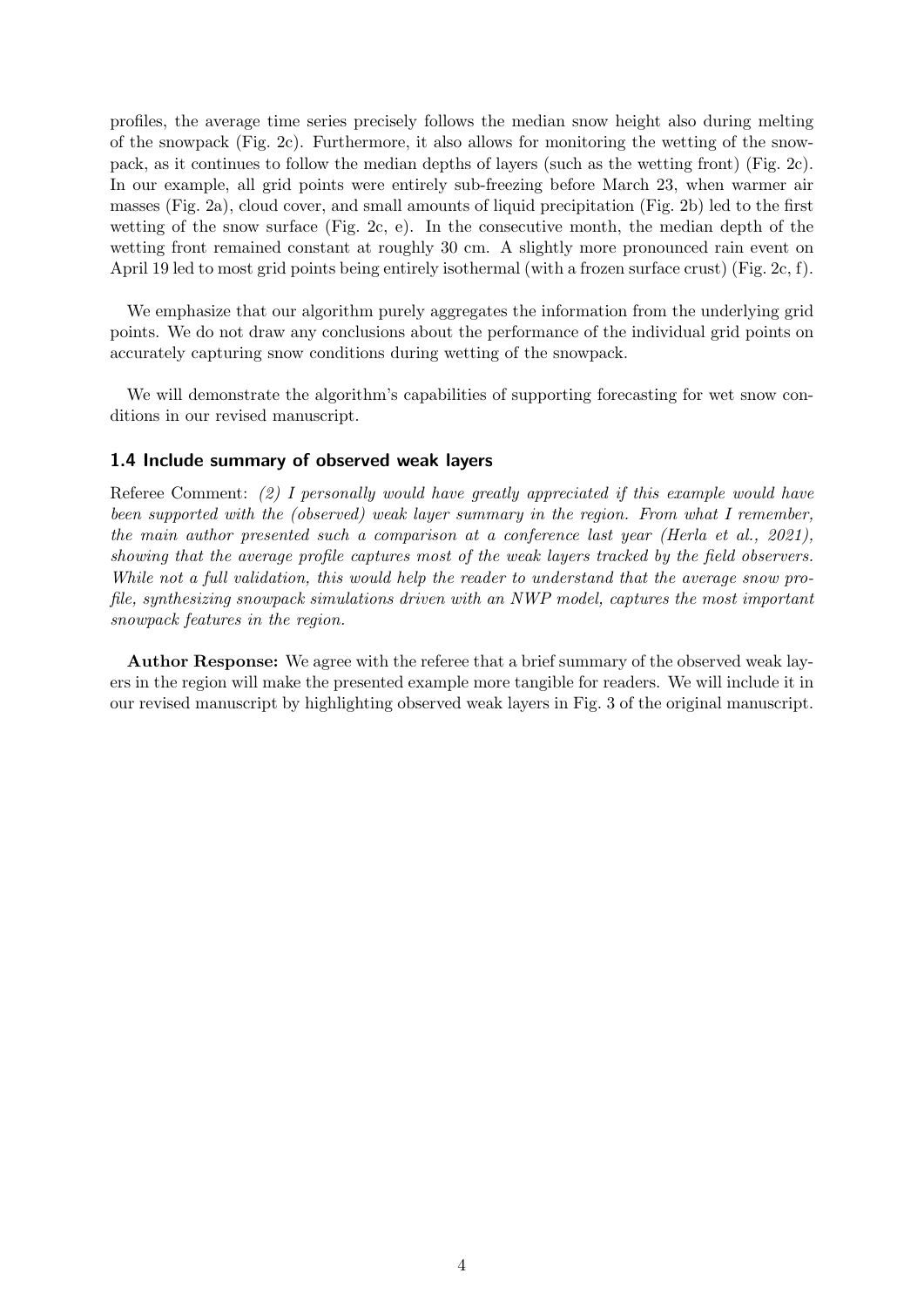profiles, the average time series precisely follows the median snow height also during melting of the snowpack (Fig. 2c). Furthermore, it also allows for monitoring the wetting of the snowpack, as it continues to follow the median depths of layers (such as the wetting front) (Fig. 2c). In our example, all grid points were entirely sub-freezing before March 23, when warmer air masses (Fig. 2a), cloud cover, and small amounts of liquid precipitation (Fig. 2b) led to the first wetting of the snow surface (Fig. 2c, e). In the consecutive month, the median depth of the wetting front remained constant at roughly 30 cm. A slightly more pronounced rain event on April 19 led to most grid points being entirely isothermal (with a frozen surface crust) (Fig. 2c, f).

We emphasize that our algorithm purely aggregates the information from the underlying grid points. We do not draw any conclusions about the performance of the individual grid points on accurately capturing snow conditions during wetting of the snowpack.

We will demonstrate the algorithm's capabilities of supporting forecasting for wet snow conditions in our revised manuscript.

### 1.4 Include summary of observed weak layers

Referee Comment: *(2) I personally would have greatly appreciated if this example would have been supported with the (observed) weak layer summary in the region. From what I remember, the main author presented such a comparison at a conference last year (Herla et al., 2021), showing that the average profile captures most of the weak layers tracked by the field observers. While not a full validation, this would help the reader to understand that the average snow profile, synthesizing snowpack simulations driven with an NWP model, captures the most important snowpack features in the region.*

**Author Response:** We agree with the referee that a brief summary of the observed weak layers in the region will make the presented example more tangible for readers. We will include it in our revised manuscript by highlighting observed weak layers in Fig. 3 of the original manuscript.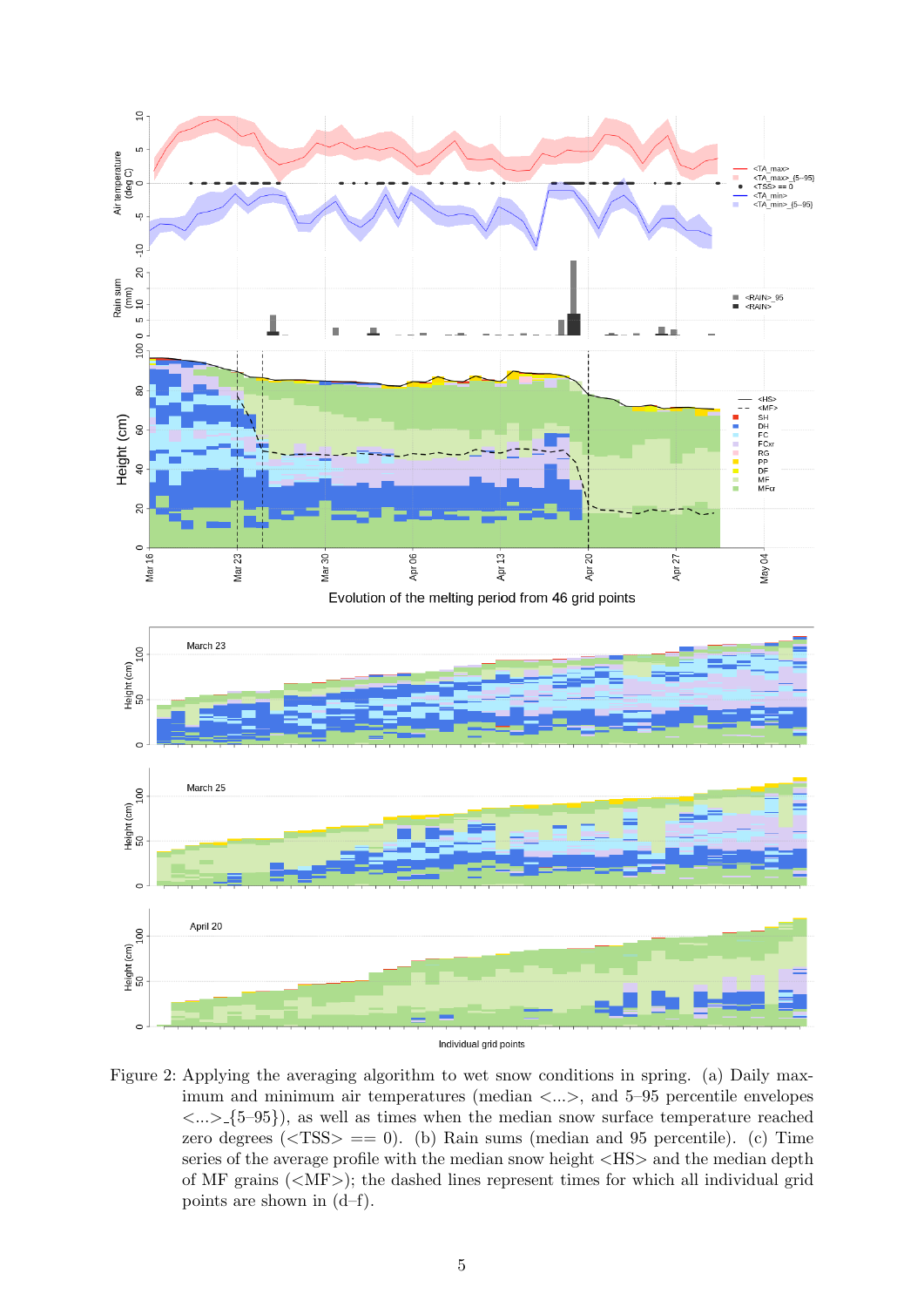Figure 2: Applying the averaging algorithm to wet snow conditions in spring. (a) Daily maximum and minimum air temperatures (median <...>, and 5–95 percentile envelopes <...>_{5–95}), as well as times when the median snow surface temperature reached zero degrees (<TSS> == 0). (b) Rain sums (median and 95 percentile). (c) Time series of the average profile with the median snow height <HS> and the median depth of MF grains (<MF>); the dashed lines represent times for which all individual grid points are shown in (d–f).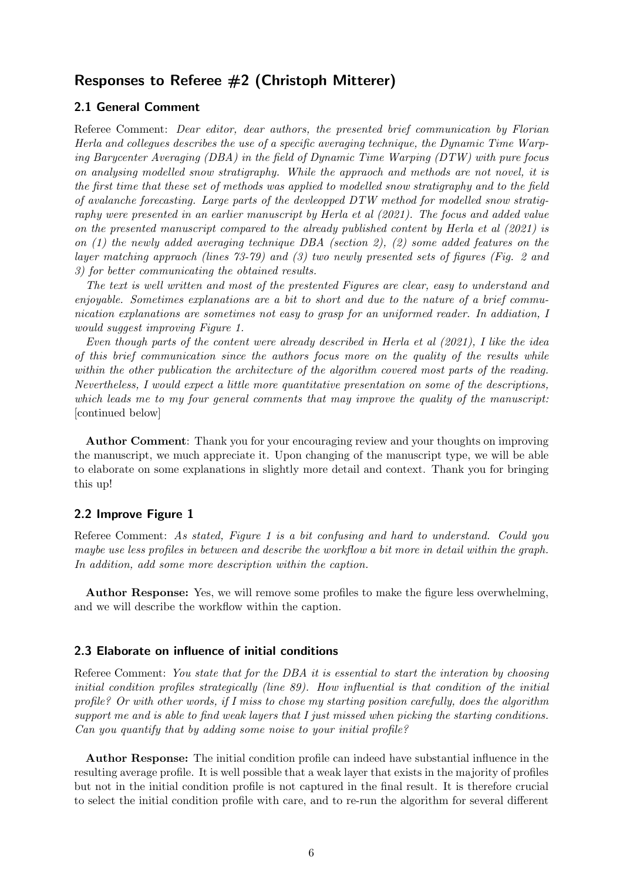## Responses to Referee #2 (Christoph Mitterer)

### 2.1 General Comment

Referee Comment: *Dear editor, dear authors, the presented brief communication by Florian Herla and collegues describes the use of a specific averaging technique, the Dynamic Time Warping Barycenter Averaging (DBA) in the field of Dynamic Time Warping (DTW) with pure focus on analysing modelled snow stratigraphy. While the appraoch and methods are not novel, it is the first time that these set of methods was applied to modelled snow stratigraphy and to the field of avalanche forecasting. Large parts of the devleopped DTW method for modelled snow stratigraphy were presented in an earlier manuscript by Herla et al (2021). The focus and added value on the presented manuscript compared to the already published content by Herla et al (2021) is on (1) the newly added averaging technique DBA (section 2), (2) some added features on the layer matching appraoch (lines 73-79) and (3) two newly presented sets of figures (Fig. 2 and 3) for better communicating the obtained results.*

*The text is well written and most of the prestented Figures are clear, easy to understand and enjoyable. Sometimes explanations are a bit to short and due to the nature of a brief communication explanations are sometimes not easy to grasp for an uniformed reader. In addiation, I would suggest improving Figure 1.*

*Even though parts of the content were already described in Herla et al (2021), I like the idea of this brief communication since the authors focus more on the quality of the results while within the other publication the architecture of the algorithm covered most parts of the reading. Nevertheless, I would expect a little more quantitative presentation on some of the descriptions, which leads me to my four general comments that may improve the quality of the manuscript:* [continued below]

**Author Comment**: Thank you for your encouraging review and your thoughts on improving the manuscript, we much appreciate it. Upon changing of the manuscript type, we will be able to elaborate on some explanations in slightly more detail and context. Thank you for bringing this up!

### 2.2 Improve Figure 1

Referee Comment: *As stated, Figure 1 is a bit confusing and hard to understand. Could you maybe use less profiles in between and describe the workflow a bit more in detail within the graph. In addition, add some more description within the caption.*

**Author Response:** Yes, we will remove some profiles to make the figure less overwhelming, and we will describe the workflow within the caption.

### 2.3 Elaborate on influence of initial conditions

Referee Comment: *You state that for the DBA it is essential to start the interation by choosing initial condition profiles strategically (line 89). How influential is that condition of the initial profile? Or with other words, if I miss to chose my starting position carefully, does the algorithm support me and is able to find weak layers that I just missed when picking the starting conditions. Can you quantify that by adding some noise to your initial profile?*

**Author Response:** The initial condition profile can indeed have substantial influence in the resulting average profile. It is well possible that a weak layer that exists in the majority of profiles but not in the initial condition profile is not captured in the final result. It is therefore crucial to select the initial condition profile with care, and to re-run the algorithm for several different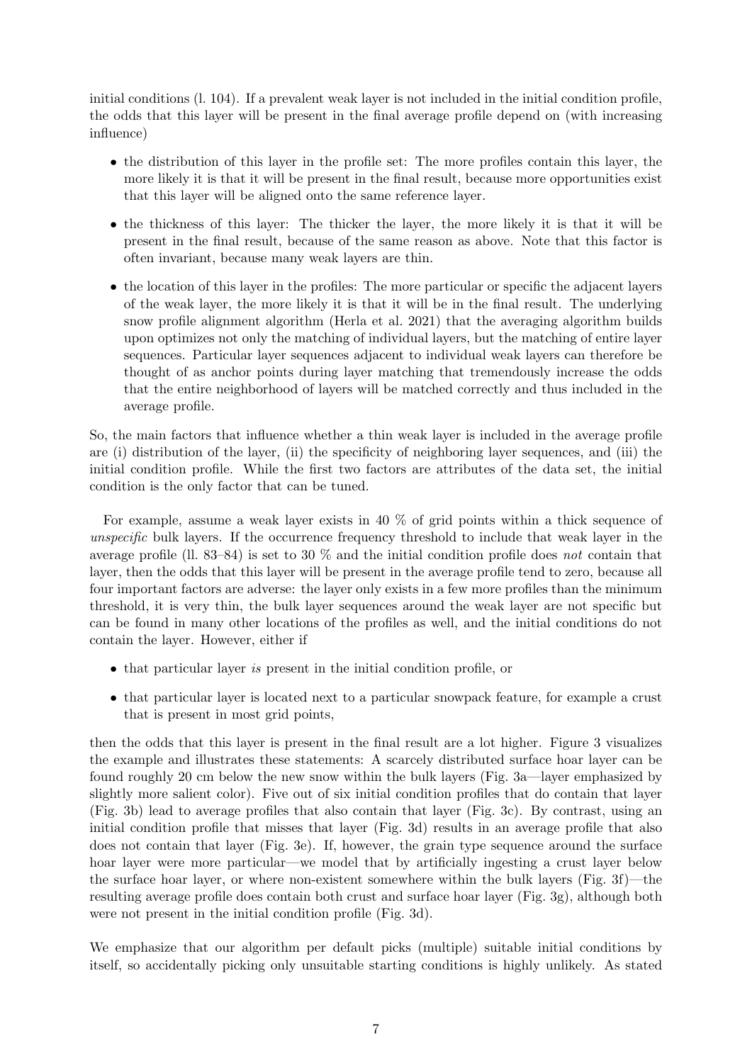initial conditions (l. 104). If a prevalent weak layer is not included in the initial condition profile, the odds that this layer will be present in the final average profile depend on (with increasing influence)

- the distribution of this layer in the profile set: The more profiles contain this layer, the more likely it is that it will be present in the final result, because more opportunities exist that this layer will be aligned onto the same reference layer.
- the thickness of this layer: The thicker the layer, the more likely it is that it will be present in the final result, because of the same reason as above. Note that this factor is often invariant, because many weak layers are thin.
- the location of this layer in the profiles: The more particular or specific the adjacent layers of the weak layer, the more likely it is that it will be in the final result. The underlying snow profile alignment algorithm (Herla et al. 2021) that the averaging algorithm builds upon optimizes not only the matching of individual layers, but the matching of entire layer sequences. Particular layer sequences adjacent to individual weak layers can therefore be thought of as anchor points during layer matching that tremendously increase the odds that the entire neighborhood of layers will be matched correctly and thus included in the average profile.

So, the main factors that influence whether a thin weak layer is included in the average profile are (i) distribution of the layer, (ii) the specificity of neighboring layer sequences, and (iii) the initial condition profile. While the first two factors are attributes of the data set, the initial condition is the only factor that can be tuned.

For example, assume a weak layer exists in 40 % of grid points within a thick sequence of *unspecific* bulk layers. If the occurrence frequency threshold to include that weak layer in the average profile (ll. 83–84) is set to 30 % and the initial condition profile does *not* contain that layer, then the odds that this layer will be present in the average profile tend to zero, because all four important factors are adverse: the layer only exists in a few more profiles than the minimum threshold, it is very thin, the bulk layer sequences around the weak layer are not specific but can be found in many other locations of the profiles as well, and the initial conditions do not contain the layer. However, either if

- that particular layer *is* present in the initial condition profile, or
- that particular layer is located next to a particular snowpack feature, for example a crust that is present in most grid points,

then the odds that this layer is present in the final result are a lot higher. Figure 3 visualizes the example and illustrates these statements: A scarcely distributed surface hoar layer can be found roughly 20 cm below the new snow within the bulk layers (Fig. 3a—layer emphasized by slightly more salient color). Five out of six initial condition profiles that do contain that layer (Fig. 3b) lead to average profiles that also contain that layer (Fig. 3c). By contrast, using an initial condition profile that misses that layer (Fig. 3d) results in an average profile that also does not contain that layer (Fig. 3e). If, however, the grain type sequence around the surface hoar layer were more particular—we model that by artificially ingesting a crust layer below the surface hoar layer, or where non-existent somewhere within the bulk layers (Fig. 3f)—the resulting average profile does contain both crust and surface hoar layer (Fig. 3g), although both were not present in the initial condition profile (Fig. 3d).

We emphasize that our algorithm per default picks (multiple) suitable initial conditions by itself, so accidentally picking only unsuitable starting conditions is highly unlikely. As stated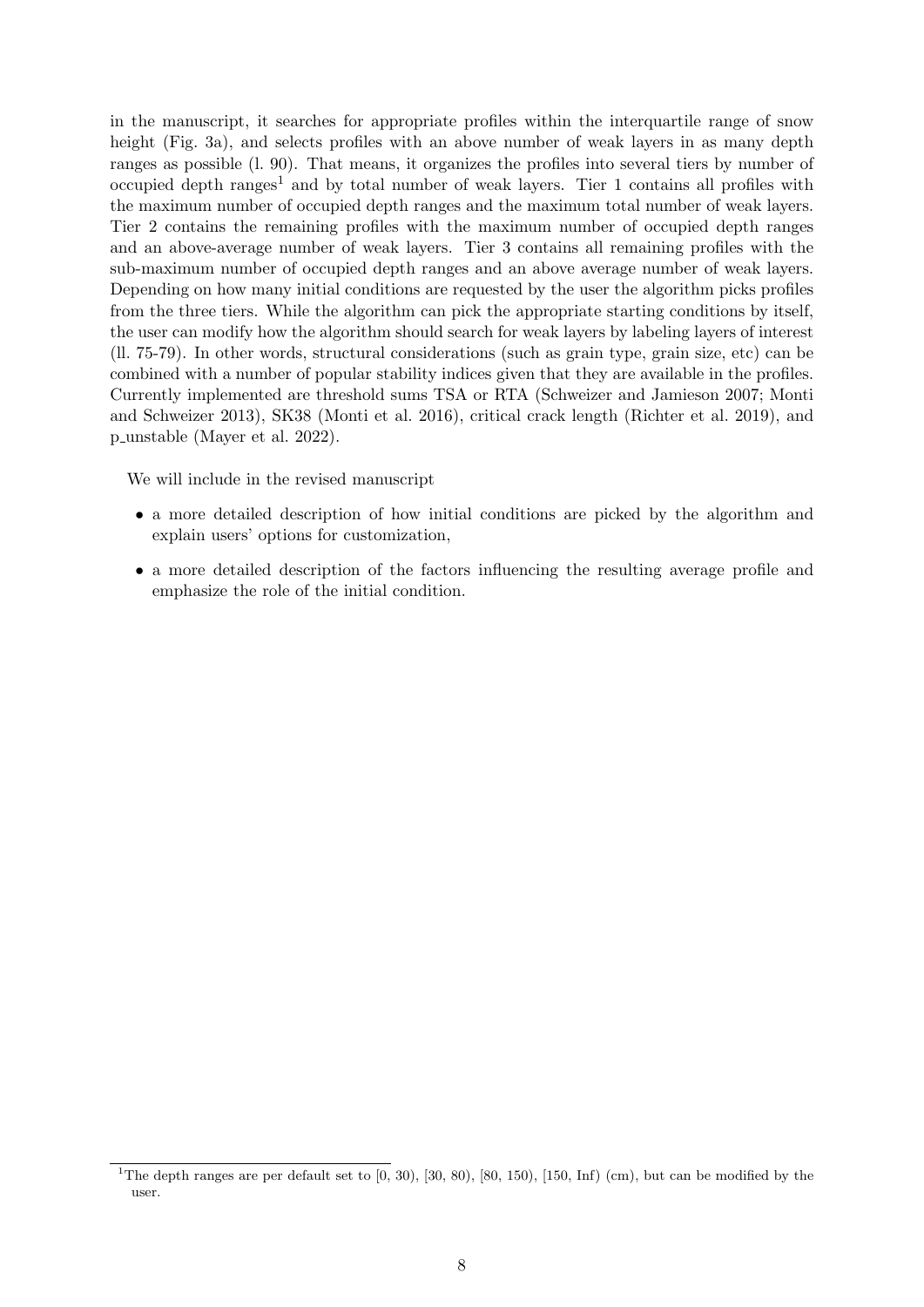in the manuscript, it searches for appropriate profiles within the interquartile range of snow height (Fig. 3a), and selects profiles with an above number of weak layers in as many depth ranges as possible (l. 90). That means, it organizes the profiles into several tiers by number of occupied depth ranges[1] and by total number of weak layers. Tier 1 contains all profiles with the maximum number of occupied depth ranges and the maximum total number of weak layers. Tier 2 contains the remaining profiles with the maximum number of occupied depth ranges and an above-average number of weak layers. Tier 3 contains all remaining profiles with the sub-maximum number of occupied depth ranges and an above average number of weak layers. Depending on how many initial conditions are requested by the user the algorithm picks profiles from the three tiers. While the algorithm can pick the appropriate starting conditions by itself, the user can modify how the algorithm should search for weak layers by labeling layers of interest (ll. 75-79). In other words, structural considerations (such as grain type, grain size, etc) can be combined with a number of popular stability indices given that they are available in the profiles. Currently implemented are threshold sums TSA or RTA (Schweizer and Jamieson 2007; Monti and Schweizer 2013), SK38 (Monti et al. 2016), critical crack length (Richter et al. 2019), and p_unstable (Mayer et al. 2022).

We will include in the revised manuscript

- a more detailed description of how initial conditions are picked by the algorithm and explain users' options for customization,
- a more detailed description of the factors influencing the resulting average profile and emphasize the role of the initial condition.

[1] The depth ranges are per default set to [0, 30), [30, 80), [80, 150), [150, Inf) (cm), but can be modified by the user.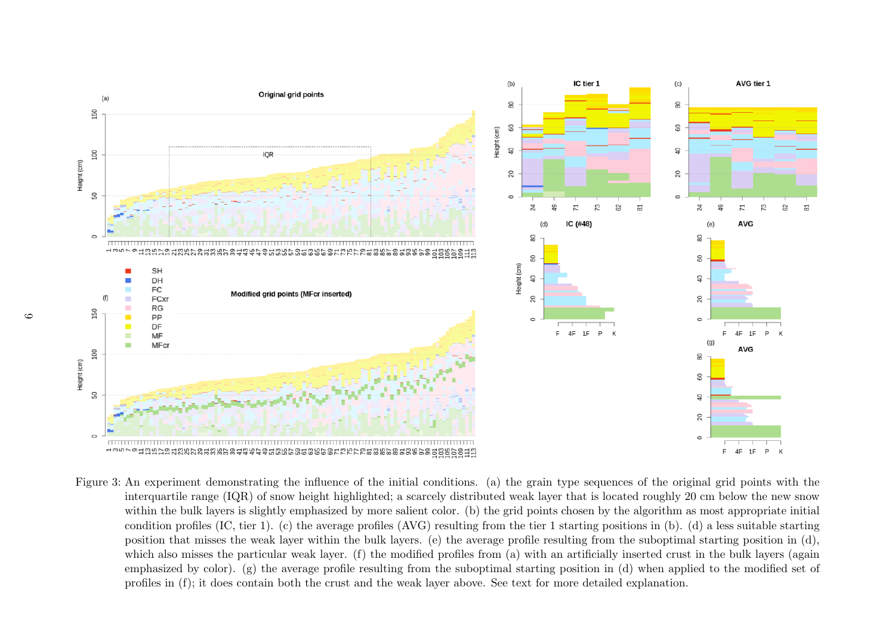Figure 3: An experiment demonstrating the influence of the initial conditions. (a) the grain type sequences of the original grid points with the interquartile range (IQR) of snow height highlighted; a scarcely distributed weak layer that is located roughly 20 cm below the new snow within the bulk layers is slightly emphasized by more salient color. (b) the grid points chosen by the algorithm as most appropriate initial condition profiles (IC, tier 1). (c) the average profiles (AVG) resulting from the tier 1 starting positions in (b). (d) a less suitable starting position that misses the weak layer within the bulk layers. (e) the average profile resulting from the suboptimal starting position in (d), which also misses the particular weak layer. (f) the modified profiles from (a) with an artificially inserted crust in the bulk layers (again emphasized by color). (g) the average profile resulting from the suboptimal starting position in (d) when applied to the modified set of profiles in (f); it does contain both the crust and the weak layer above. See text for more detailed explanation.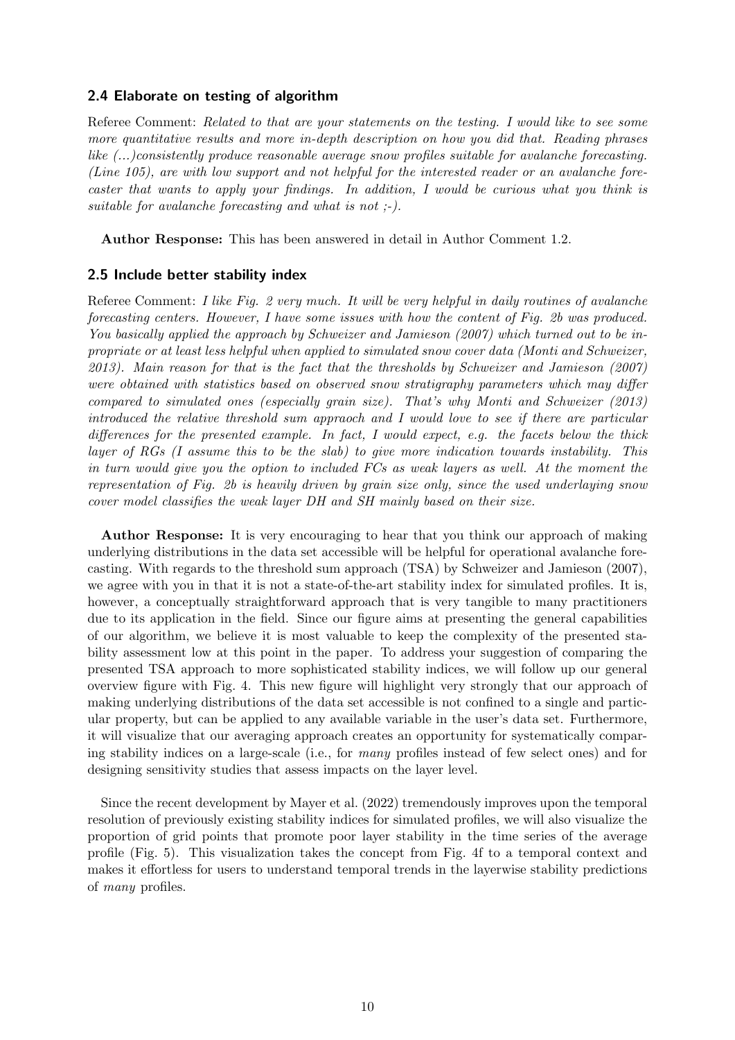### 2.4 Elaborate on testing of algorithm

Referee Comment: *Related to that are your statements on the testing. I would like to see some more quantitative results and more in-depth description on how you did that. Reading phrases like (...)consistently produce reasonable average snow profiles suitable for avalanche forecasting. (Line 105), are with low support and not helpful for the interested reader or an avalanche forecaster that wants to apply your findings. In addition, I would be curious what you think is suitable for avalanche forecasting and what is not ;-).*

**Author Response:** This has been answered in detail in Author Comment 1.2.

### 2.5 Include better stability index

Referee Comment: *I like Fig. 2 very much. It will be very helpful in daily routines of avalanche forecasting centers. However, I have some issues with how the content of Fig. 2b was produced. You basically applied the approach by Schweizer and Jamieson (2007) which turned out to be inpropriate or at least less helpful when applied to simulated snow cover data (Monti and Schweizer, 2013). Main reason for that is the fact that the thresholds by Schweizer and Jamieson (2007) were obtained with statistics based on observed snow stratigraphy parameters which may differ compared to simulated ones (especially grain size). That's why Monti and Schweizer (2013) introduced the relative threshold sum appraoch and I would love to see if there are particular differences for the presented example. In fact, I would expect, e.g. the facets below the thick layer of RGs (I assume this to be the slab) to give more indication towards instability. This in turn would give you the option to included FCs as weak layers as well. At the moment the representation of Fig. 2b is heavily driven by grain size only, since the used underlaying snow cover model classifies the weak layer DH and SH mainly based on their size.*

**Author Response:** It is very encouraging to hear that you think our approach of making underlying distributions in the data set accessible will be helpful for operational avalanche forecasting. With regards to the threshold sum approach (TSA) by Schweizer and Jamieson (2007), we agree with you in that it is not a state-of-the-art stability index for simulated profiles. It is, however, a conceptually straightforward approach that is very tangible to many practitioners due to its application in the field. Since our figure aims at presenting the general capabilities of our algorithm, we believe it is most valuable to keep the complexity of the presented stability assessment low at this point in the paper. To address your suggestion of comparing the presented TSA approach to more sophisticated stability indices, we will follow up our general overview figure with Fig. 4. This new figure will highlight very strongly that our approach of making underlying distributions of the data set accessible is not confined to a single and particular property, but can be applied to any available variable in the user's data set. Furthermore, it will visualize that our averaging approach creates an opportunity for systematically comparing stability indices on a large-scale (i.e., for *many* profiles instead of few select ones) and for designing sensitivity studies that assess impacts on the layer level.

Since the recent development by Mayer et al. (2022) tremendously improves upon the temporal resolution of previously existing stability indices for simulated profiles, we will also visualize the proportion of grid points that promote poor layer stability in the time series of the average profile (Fig. 5). This visualization takes the concept from Fig. 4f to a temporal context and makes it effortless for users to understand temporal trends in the layerwise stability predictions of *many* profiles.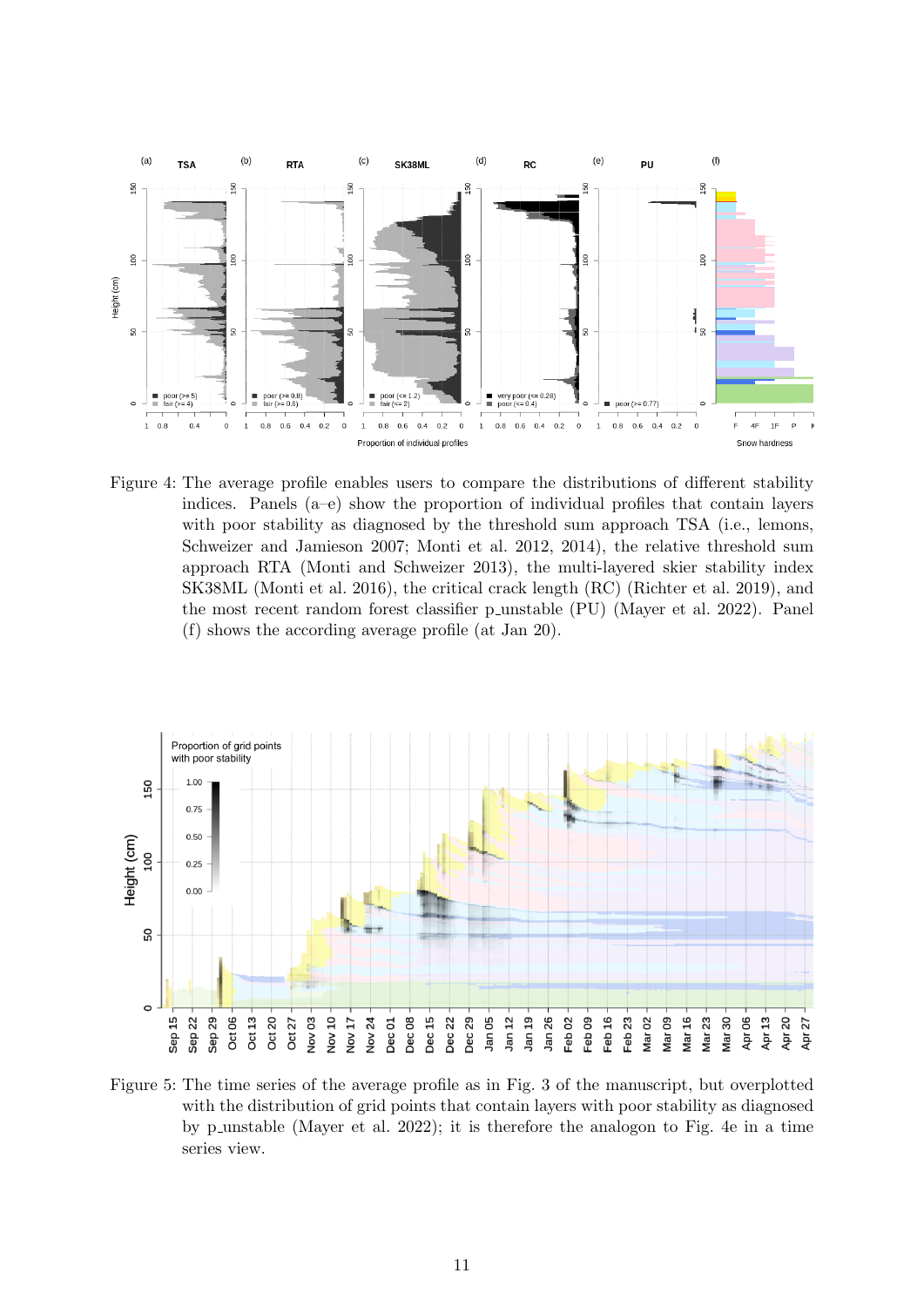Figure 4: The average profile enables users to compare the distributions of different stability indices. Panels (a–e) show the proportion of individual profiles that contain layers with poor stability as diagnosed by the threshold sum approach TSA (i.e., lemons, Schweizer and Jamieson 2007; Monti et al. 2012, 2014), the relative threshold sum approach RTA (Monti and Schweizer 2013), the multi-layered skier stability index SK38ML (Monti et al. 2016), the critical crack length (RC) (Richter et al. 2019), and the most recent random forest classifier p_unstable (PU) (Mayer et al. 2022). Panel (f) shows the according average profile (at Jan 20).

Figure 5: The time series of the average profile as in Fig. 3 of the manuscript, but overplotted with the distribution of grid points that contain layers with poor stability as diagnosed by p_unstable (Mayer et al. 2022); it is therefore the analogon to Fig. 4e in a time series view.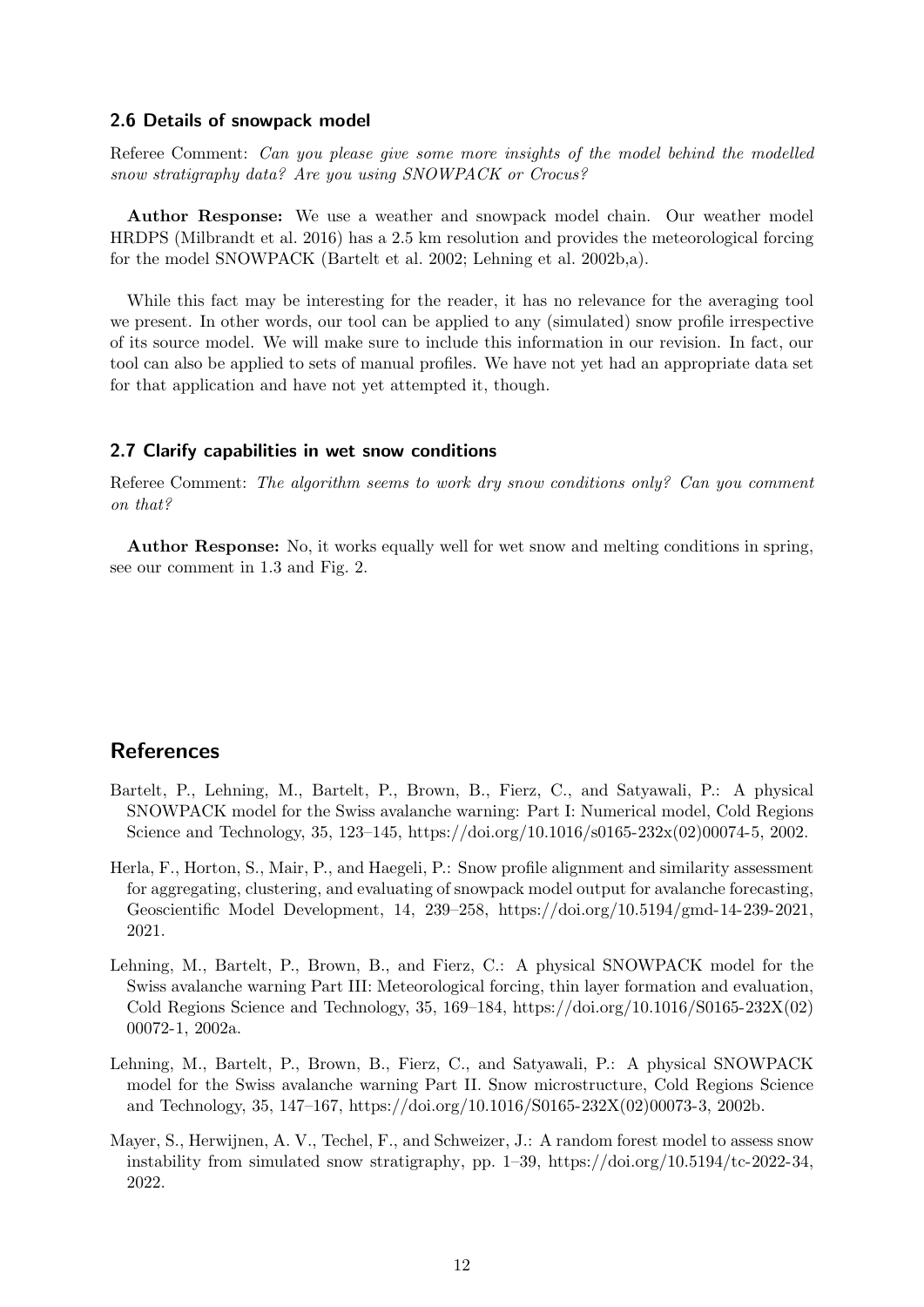### 2.6 Details of snowpack model

Referee Comment: *Can you please give some more insights of the model behind the modelled snow stratigraphy data? Are you using SNOWPACK or Crocus?*

**Author Response:** We use a weather and snowpack model chain. Our weather model HRDPS (Milbrandt et al. 2016) has a 2.5 km resolution and provides the meteorological forcing for the model SNOWPACK (Bartelt et al. 2002; Lehning et al. 2002b,a).

While this fact may be interesting for the reader, it has no relevance for the averaging tool we present. In other words, our tool can be applied to any (simulated) snow profile irrespective of its source model. We will make sure to include this information in our revision. In fact, our tool can also be applied to sets of manual profiles. We have not yet had an appropriate data set for that application and have not yet attempted it, though.

### 2.7 Clarify capabilities in wet snow conditions

Referee Comment: *The algorithm seems to work dry snow conditions only? Can you comment on that?*

**Author Response:** No, it works equally well for wet snow and melting conditions in spring, see our comment in 1.3 and Fig. 2.

## References

Bartelt, P., Lehning, M., Bartelt, P., Brown, B., Fierz, C., and Satyawali, P.: A physical SNOWPACK model for the Swiss avalanche warning: Part I: Numerical model, Cold Regions Science and Technology, 35, 123–145, https://doi.org/10.1016/s0165-232x(02)00074-5, 2002.

Herla, F., Horton, S., Mair, P., and Haegeli, P.: Snow profile alignment and similarity assessment for aggregating, clustering, and evaluating of snowpack model output for avalanche forecasting, Geoscientific Model Development, 14, 239–258, https://doi.org/10.5194/gmd-14-239-2021, 2021.

Lehning, M., Bartelt, P., Brown, B., and Fierz, C.: A physical SNOWPACK model for the Swiss avalanche warning Part III: Meteorological forcing, thin layer formation and evaluation, Cold Regions Science and Technology, 35, 169–184, https://doi.org/10.1016/S0165-232X(02)00072-1, 2002a.

Lehning, M., Bartelt, P., Brown, B., Fierz, C., and Satyawali, P.: A physical SNOWPACK model for the Swiss avalanche warning Part II. Snow microstructure, Cold Regions Science and Technology, 35, 147–167, https://doi.org/10.1016/S0165-232X(02)00073-3, 2002b.

Mayer, S., Herwijnen, A. V., Techel, F., and Schweizer, J.: A random forest model to assess snow instability from simulated snow stratigraphy, pp. 1–39, https://doi.org/10.5194/tc-2022-34, 2022.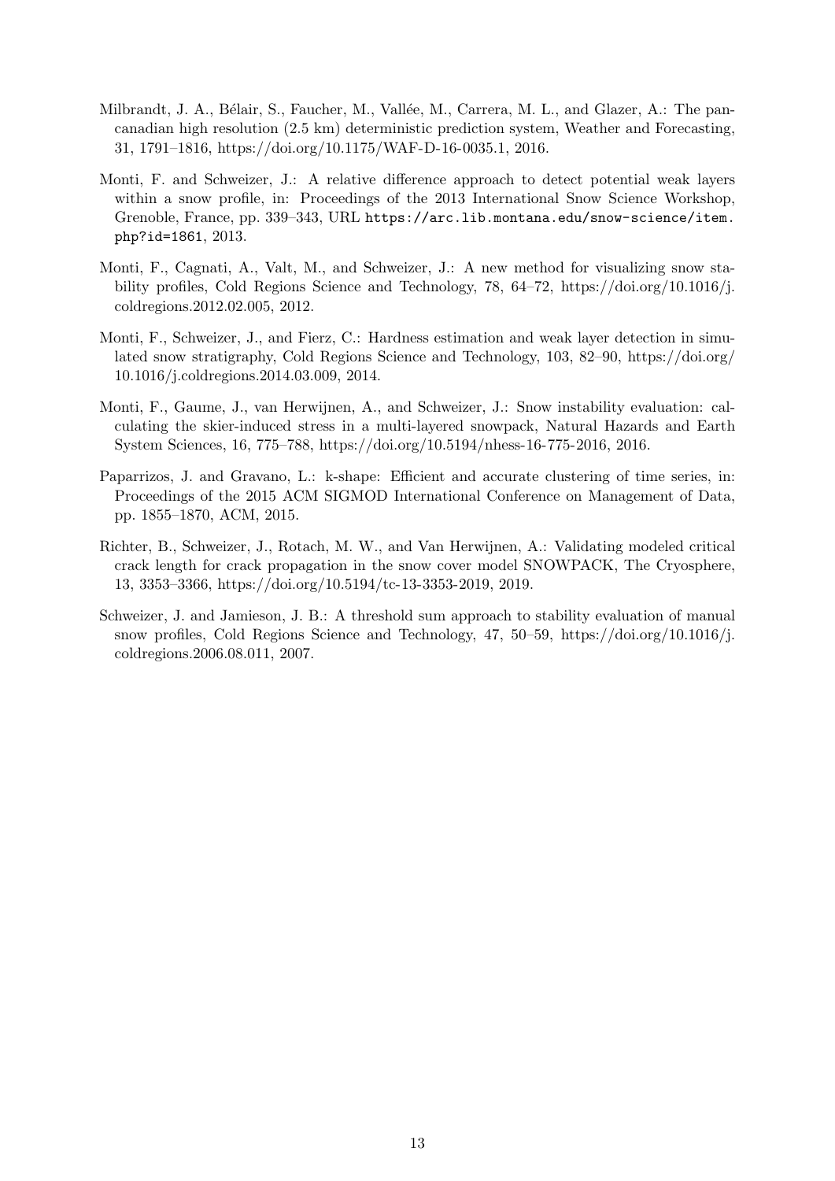Milbrandt, J. A., Bélair, S., Faucher, M., Vallée, M., Carrera, M. L., and Glazer, A.: The pan-canadian high resolution (2.5 km) deterministic prediction system, Weather and Forecasting, 31, 1791–1816, https://doi.org/10.1175/WAF-D-16-0035.1, 2016.

Monti, F. and Schweizer, J.: A relative difference approach to detect potential weak layers within a snow profile, in: Proceedings of the 2013 International Snow Science Workshop, Grenoble, France, pp. 339–343, URL https://arc.lib.montana.edu/snow-science/item.php?id=1861, 2013.

Monti, F., Cagnati, A., Valt, M., and Schweizer, J.: A new method for visualizing snow stability profiles, Cold Regions Science and Technology, 78, 64–72, https://doi.org/10.1016/j.coldregions.2012.02.005, 2012.

Monti, F., Schweizer, J., and Fierz, C.: Hardness estimation and weak layer detection in simulated snow stratigraphy, Cold Regions Science and Technology, 103, 82–90, https://doi.org/10.1016/j.coldregions.2014.03.009, 2014.

Monti, F., Gaume, J., van Herwijnen, A., and Schweizer, J.: Snow instability evaluation: calculating the skier-induced stress in a multi-layered snowpack, Natural Hazards and Earth System Sciences, 16, 775–788, https://doi.org/10.5194/nhess-16-775-2016, 2016.

Paparrizos, J. and Gravano, L.: k-shape: Efficient and accurate clustering of time series, in: Proceedings of the 2015 ACM SIGMOD International Conference on Management of Data, pp. 1855–1870, ACM, 2015.

Richter, B., Schweizer, J., Rotach, M. W., and Van Herwijnen, A.: Validating modeled critical crack length for crack propagation in the snow cover model SNOWPACK, The Cryosphere, 13, 3353–3366, https://doi.org/10.5194/tc-13-3353-2019, 2019.

Schweizer, J. and Jamieson, J. B.: A threshold sum approach to stability evaluation of manual snow profiles, Cold Regions Science and Technology, 47, 50–59, https://doi.org/10.1016/j.coldregions.2006.08.011, 2007.